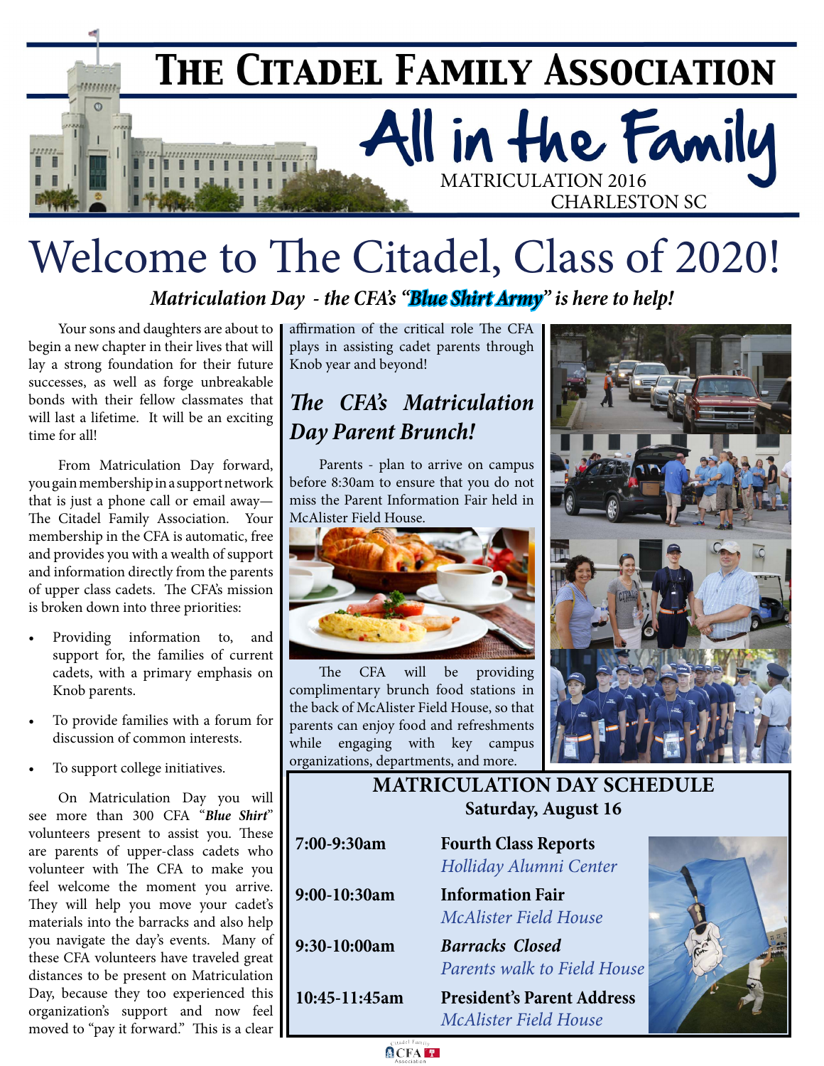# The Citadel Family Association

## All in the Family

MATRICULATION 2016
CHARLESTON SC

# Welcome to The Citadel, Class of 2020!

***Matriculation Day - the CFA's "Blue Shirt Army" is here to help!***

Your sons and daughters are about to begin a new chapter in their lives that will lay a strong foundation for their future successes, as well as forge unbreakable bonds with their fellow classmates that will last a lifetime. It will be an exciting time for all!

From Matriculation Day forward, you gain membership in a support network that is just a phone call or email away—The Citadel Family Association. Your membership in the CFA is automatic, free and provides you with a wealth of support and information directly from the parents of upper class cadets. The CFA's mission is broken down into three priorities:

- Providing information to, and support for, the families of current cadets, with a primary emphasis on Knob parents.
- To provide families with a forum for discussion of common interests.
- To support college initiatives.

On Matriculation Day you will see more than 300 CFA "***Blue Shirt***" volunteers present to assist you. These are parents of upper-class cadets who volunteer with The CFA to make you feel welcome the moment you arrive. They will help you move your cadet's materials into the barracks and also help you navigate the day's events. Many of these CFA volunteers have traveled great distances to be present on Matriculation Day, because they too experienced this organization's support and now feel moved to "pay it forward." This is a clear affirmation of the critical role The CFA plays in assisting cadet parents through Knob year and beyond!

## *The CFA's Matriculation Day Parent Brunch!*

Parents - plan to arrive on campus before 8:30am to ensure that you do not miss the Parent Information Fair held in McAlister Field House.

The CFA will be providing complimentary brunch food stations in the back of McAlister Field House, so that parents can enjoy food and refreshments while engaging with key campus organizations, departments, and more.

## MATRICULATION DAY SCHEDULE

**Saturday, August 16**

| Time | Event |
|---|---|
| **7:00-9:30am** | **Fourth Class Reports**<br>*Holliday Alumni Center* |
| **9:00-10:30am** | **Information Fair**<br>*McAlister Field House* |
| **9:30-10:00am** | ***Barracks Closed***<br>*Parents walk to Field House* |
| **10:45-11:45am** | **President's Parent Address**<br>*McAlister Field House* |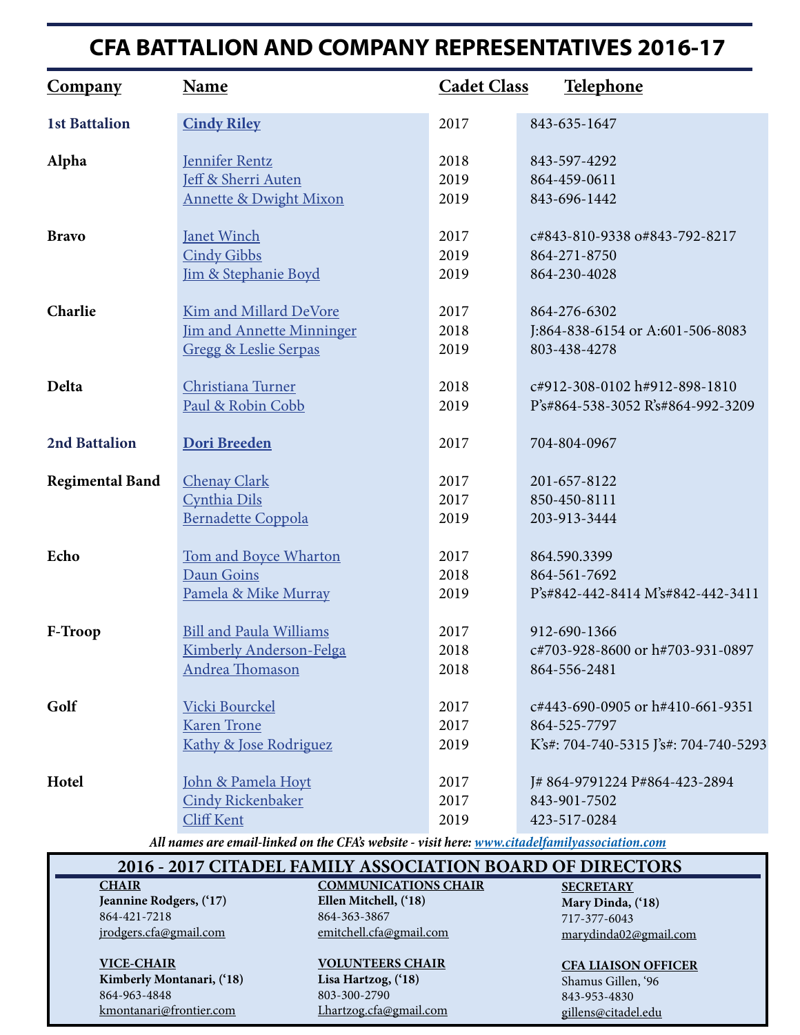# CFA BATTALION AND COMPANY REPRESENTATIVES 2016-17

| Company | Name | Cadet Class | Telephone |
|---|---|---|---|
| **1st Battalion** | **Cindy Riley** | 2017 | 843-635-1647 |
| **Alpha** | Jennifer Rentz | 2018 | 843-597-4292 |
| | Jeff & Sherri Auten | 2019 | 864-459-0611 |
| | Annette & Dwight Mixon | 2019 | 843-696-1442 |
| **Bravo** | Janet Winch | 2017 | c#843-810-9338 o#843-792-8217 |
| | Cindy Gibbs | 2019 | 864-271-8750 |
| | Jim & Stephanie Boyd | 2019 | 864-230-4028 |
| **Charlie** | Kim and Millard DeVore | 2017 | 864-276-6302 |
| | Jim and Annette Minninger | 2018 | J:864-838-6154 or A:601-506-8083 |
| | Gregg & Leslie Serpas | 2019 | 803-438-4278 |
| **Delta** | Christiana Turner | 2018 | c#912-308-0102 h#912-898-1810 |
| | Paul & Robin Cobb | 2019 | P's#864-538-3052 R's#864-992-3209 |
| **2nd Battalion** | **Dori Breeden** | 2017 | 704-804-0967 |
| **Regimental Band** | Chenay Clark | 2017 | 201-657-8122 |
| | Cynthia Dils | 2017 | 850-450-8111 |
| | Bernadette Coppola | 2019 | 203-913-3444 |
| **Echo** | Tom and Boyce Wharton | 2017 | 864.590.3399 |
| | Daun Goins | 2018 | 864-561-7692 |
| | Pamela & Mike Murray | 2019 | P's#842-442-8414 M's#842-442-3411 |
| **F-Troop** | Bill and Paula Williams | 2017 | 912-690-1366 |
| | Kimberly Anderson-Felga | 2018 | c#703-928-8600 or h#703-931-0897 |
| | Andrea Thomason | 2018 | 864-556-2481 |
| **Golf** | Vicki Bourckel | 2017 | c#443-690-0905 or h#410-661-9351 |
| | Karen Trone | 2017 | 864-525-7797 |
| | Kathy & Jose Rodriguez | 2019 | K's#: 704-740-5315 J's#: 704-740-5293 |
| **Hotel** | John & Pamela Hoyt | 2017 | J# 864-9791224 P#864-423-2894 |
| | Cindy Rickenbaker | 2017 | 843-901-7502 |
| | Cliff Kent | 2019 | 423-517-0284 |

***All names are email-linked on the CFA's website - visit here: www.citadelfamilyassociation.com***

## 2016 - 2017 CITADEL FAMILY ASSOCIATION BOARD OF DIRECTORS

**CHAIR**
**Jeannine Rodgers, ('17)**
864-421-7218
jrodgers.cfa@gmail.com

**VICE-CHAIR**
**Kimberly Montanari, ('18)**
864-963-4848
kmontanari@frontier.com

**COMMUNICATIONS CHAIR**
**Ellen Mitchell, ('18)**
864-363-3867
emitchell.cfa@gmail.com

**VOLUNTEERS CHAIR**
**Lisa Hartzog, ('18)**
803-300-2790
Lhartzog.cfa@gmail.com

**SECRETARY**
**Mary Dinda, ('18)**
717-377-6043
marydinda02@gmail.com

**CFA LIAISON OFFICER**
Shamus Gillen, '96
843-953-4830
gillens@citadel.edu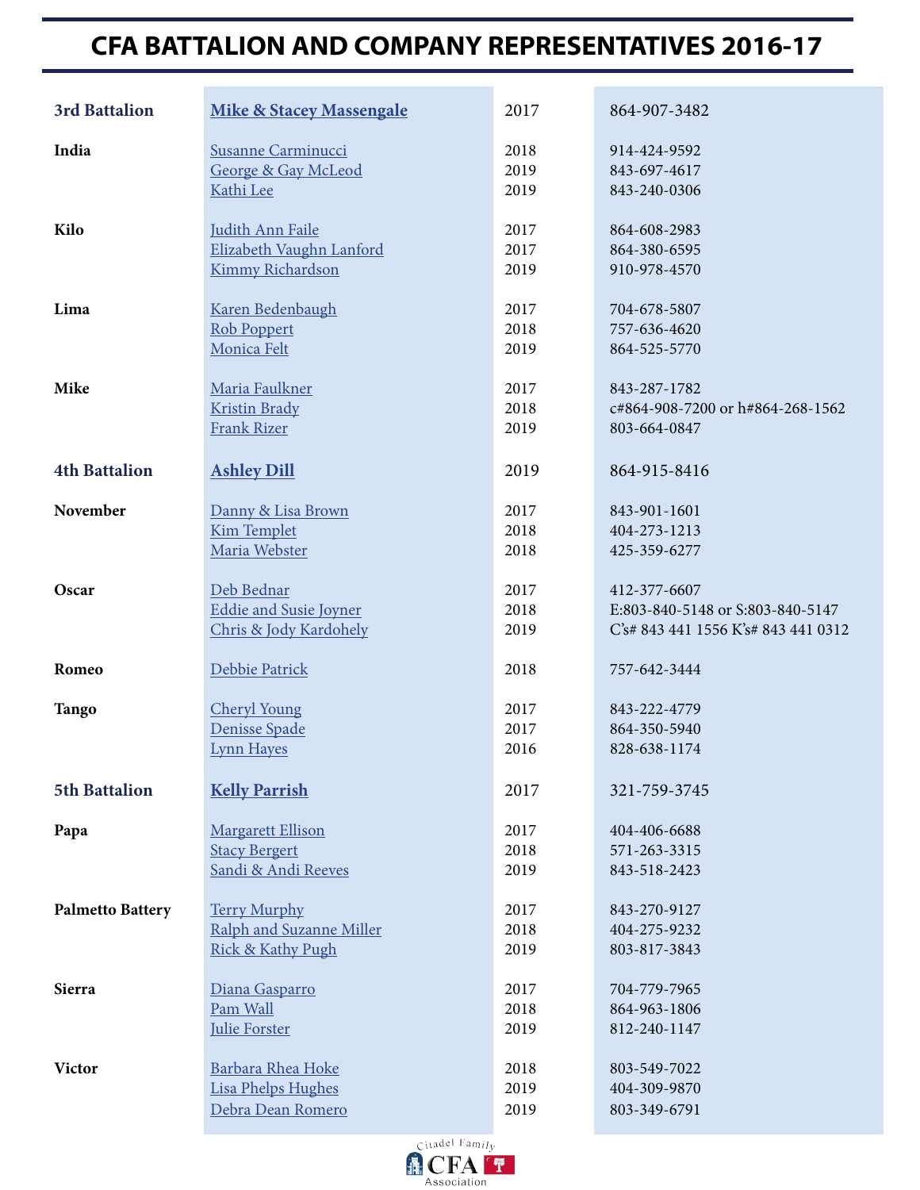# CFA BATTALION AND COMPANY REPRESENTATIVES 2016-17

| | | | |
|---|---|---|---|
| **3rd Battalion** | **Mike & Stacey Massengale** | 2017 | 864-907-3482 |
| **India** | Susanne Carminucci | 2018 | 914-424-9592 |
| | George & Gay McLeod | 2019 | 843-697-4617 |
| | Kathi Lee | 2019 | 843-240-0306 |
| **Kilo** | Judith Ann Faile | 2017 | 864-608-2983 |
| | Elizabeth Vaughn Lanford | 2017 | 864-380-6595 |
| | Kimmy Richardson | 2019 | 910-978-4570 |
| **Lima** | Karen Bedenbaugh | 2017 | 704-678-5807 |
| | Rob Poppert | 2018 | 757-636-4620 |
| | Monica Felt | 2019 | 864-525-5770 |
| **Mike** | Maria Faulkner | 2017 | 843-287-1782 |
| | Kristin Brady | 2018 | c#864-908-7200 or h#864-268-1562 |
| | Frank Rizer | 2019 | 803-664-0847 |
| **4th Battalion** | **Ashley Dill** | 2019 | 864-915-8416 |
| **November** | Danny & Lisa Brown | 2017 | 843-901-1601 |
| | Kim Templet | 2018 | 404-273-1213 |
| | Maria Webster | 2018 | 425-359-6277 |
| **Oscar** | Deb Bednar | 2017 | 412-377-6607 |
| | Eddie and Susie Joyner | 2018 | E:803-840-5148 or S:803-840-5147 |
| | Chris & Jody Kardohely | 2019 | C's# 843 441 1556 K's# 843 441 0312 |
| **Romeo** | Debbie Patrick | 2018 | 757-642-3444 |
| **Tango** | Cheryl Young | 2017 | 843-222-4779 |
| | Denisse Spade | 2017 | 864-350-5940 |
| | Lynn Hayes | 2016 | 828-638-1174 |
| **5th Battalion** | **Kelly Parrish** | 2017 | 321-759-3745 |
| **Papa** | Margarett Ellison | 2017 | 404-406-6688 |
| | Stacy Bergert | 2018 | 571-263-3315 |
| | Sandi & Andi Reeves | 2019 | 843-518-2423 |
| **Palmetto Battery** | Terry Murphy | 2017 | 843-270-9127 |
| | Ralph and Suzanne Miller | 2018 | 404-275-9232 |
| | Rick & Kathy Pugh | 2019 | 803-817-3843 |
| **Sierra** | Diana Gasparro | 2017 | 704-779-7965 |
| | Pam Wall | 2018 | 864-963-1806 |
| | Julie Forster | 2019 | 812-240-1147 |
| **Victor** | Barbara Rhea Hoke | 2018 | 803-549-7022 |
| | Lisa Phelps Hughes | 2019 | 404-309-9870 |
| | Debra Dean Romero | 2019 | 803-349-6791 |

Citadel Family CFA Association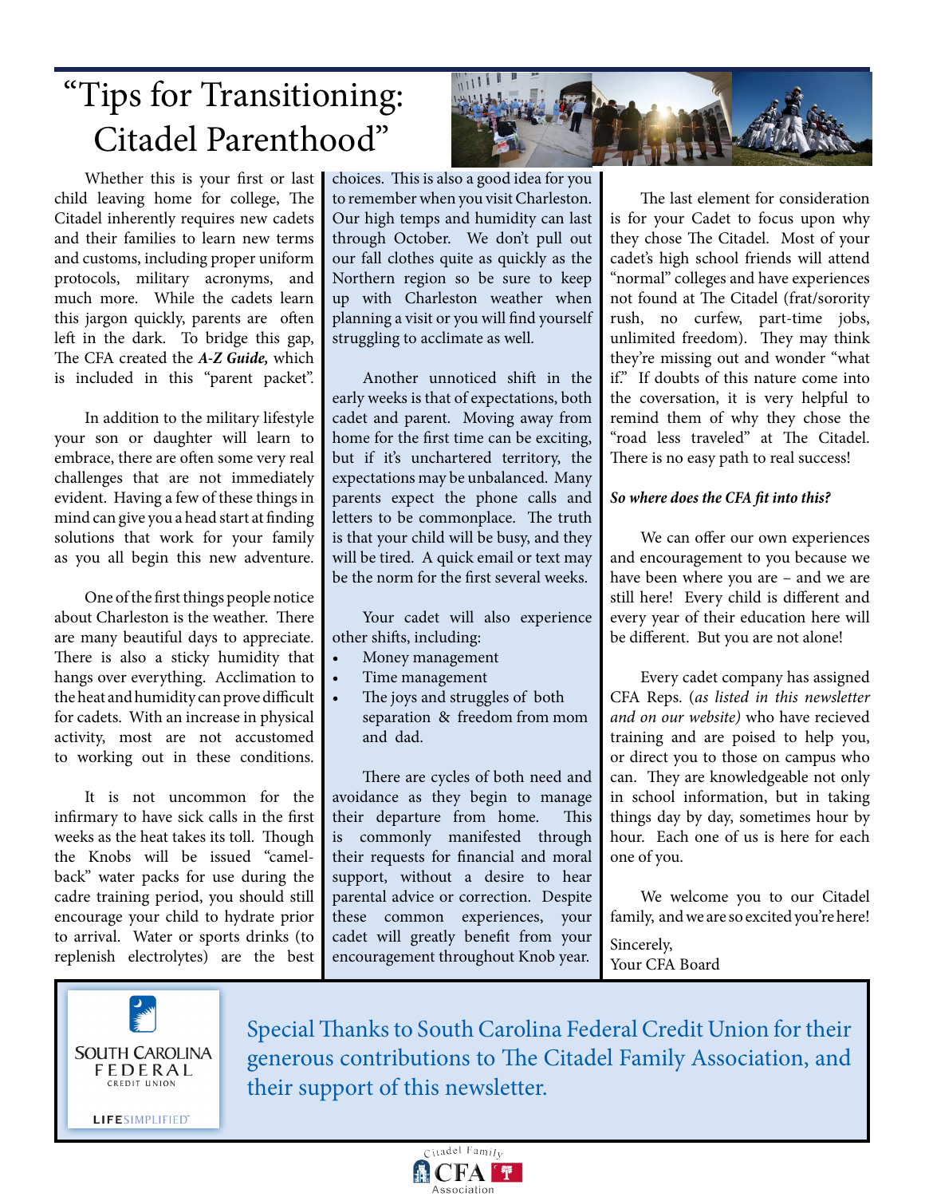# "Tips for Transitioning: Citadel Parenthood"

Whether this is your first or last child leaving home for college, The Citadel inherently requires new cadets and their families to learn new terms and customs, including proper uniform protocols, military acronyms, and much more. While the cadets learn this jargon quickly, parents are often left in the dark. To bridge this gap, The CFA created the ***A-Z Guide,*** which is included in this "parent packet".

In addition to the military lifestyle your son or daughter will learn to embrace, there are often some very real challenges that are not immediately evident. Having a few of these things in mind can give you a head start at finding solutions that work for your family as you all begin this new adventure.

One of the first things people notice about Charleston is the weather. There are many beautiful days to appreciate. There is also a sticky humidity that hangs over everything. Acclimation to the heat and humidity can prove difficult for cadets. With an increase in physical activity, most are not accustomed to working out in these conditions.

It is not uncommon for the infirmary to have sick calls in the first weeks as the heat takes its toll. Though the Knobs will be issued "camel-back" water packs for use during the cadre training period, you should still encourage your child to hydrate prior to arrival. Water or sports drinks (to replenish electrolytes) are the best choices. This is also a good idea for you to remember when you visit Charleston. Our high temps and humidity can last through October. We don't pull out our fall clothes quite as quickly as the Northern region so be sure to keep up with Charleston weather when planning a visit or you will find yourself struggling to acclimate as well.

Another unnoticed shift in the early weeks is that of expectations, both cadet and parent. Moving away from home for the first time can be exciting, but if it's unchartered territory, the expectations may be unbalanced. Many parents expect the phone calls and letters to be commonplace. The truth is that your child will be busy, and they will be tired. A quick email or text may be the norm for the first several weeks.

Your cadet will also experience other shifts, including:

- Money management
- Time management
- The joys and struggles of both separation & freedom from mom and dad.

There are cycles of both need and avoidance as they begin to manage their departure from home. This is commonly manifested through their requests for financial and moral support, without a desire to hear parental advice or correction. Despite these common experiences, your cadet will greatly benefit from your encouragement throughout Knob year.

The last element for consideration is for your Cadet to focus upon why they chose The Citadel. Most of your cadet's high school friends will attend "normal" colleges and have experiences not found at The Citadel (frat/sorority rush, no curfew, part-time jobs, unlimited freedom). They may think they're missing out and wonder "what if." If doubts of this nature come into the coversation, it is very helpful to remind them of why they chose the "road less traveled" at The Citadel. There is no easy path to real success!

***So where does the CFA fit into this?***

We can offer our own experiences and encouragement to you because we have been where you are – and we are still here! Every child is different and every year of their education here will be different. But you are not alone!

Every cadet company has assigned CFA Reps. (*as listed in this newsletter and on our website)* who have recieved training and are poised to help you, or direct you to those on campus who can. They are knowledgeable not only in school information, but in taking things day by day, sometimes hour by hour. Each one of us is here for each one of you.

We welcome you to our Citadel family, and we are so excited you're here!

Sincerely,
Your CFA Board

SOUTH CAROLINA FEDERAL CREDIT UNION
LIFESIMPLIFIED

Special Thanks to South Carolina Federal Credit Union for their generous contributions to The Citadel Family Association, and their support of this newsletter.

Citadel Family CFA Association